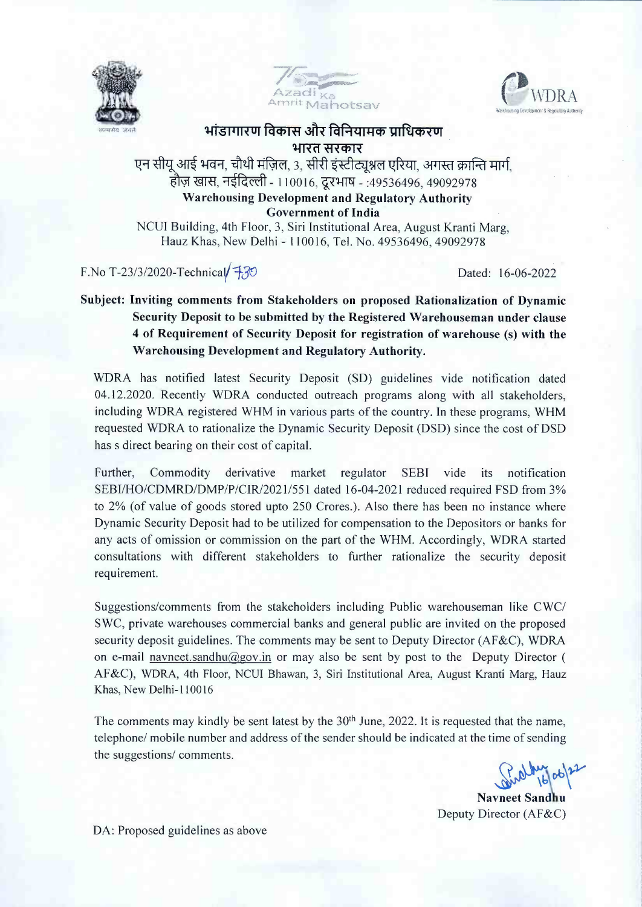भांडागारण विकास और विनियामक प्राधिकरण

भारत सरकार

एन सीयू आई भवन, चौथी मंज़िल, 3, सीरी इंस्टीट्यूश्नल एरिया, अगस्त क्रान्ति मार्ग, हौज़ खास, नईदिल्ली - 110016, दूरभाष - :49536496, 49092978

**Warehousing Development and Regulatory Authority**

**Government of India**

NCUI Building, 4th Floor, 3, Siri Institutional Area, August Kranti Marg, Hauz Khas, New Delhi - 110016, Tel. No. 49536496, 49092978

F.No T-23/3/2020-Technical/730

Dated: 16-06-2022

**Subject: Inviting comments from Stakeholders on proposed Rationalization of Dynamic Security Deposit to be submitted by the Registered Warehouseman under clause 4 of Requirement of Security Deposit for registration of warehouse (s) with the Warehousing Development and Regulatory Authority.**

WDRA has notified latest Security Deposit (SD) guidelines vide notification dated 04.12.2020. Recently WDRA conducted outreach programs along with all stakeholders, including WDRA registered WHM in various parts of the country. In these programs, WHM requested WDRA to rationalize the Dynamic Security Deposit (DSD) since the cost of DSD has s direct bearing on their cost of capital.

Further, Commodity derivative market regulator SEBI vide its notification SEBI/HO/CDMRD/DMP/P/CIR/2021/551 dated 16-04-2021 reduced required FSD from 3% to 2% (of value of goods stored upto 250 Crores.). Also there has been no instance where Dynamic Security Deposit had to be utilized for compensation to the Depositors or banks for any acts of omission or commission on the part of the WHM. Accordingly, WDRA started consultations with different stakeholders to further rationalize the security deposit requirement.

Suggestions/comments from the stakeholders including Public warehouseman like CWC/ SWC, private warehouses commercial banks and general public are invited on the proposed security deposit guidelines. The comments may be sent to Deputy Director (AF&C), WDRA on e-mail navneet.sandhu@gov.in or may also be sent by post to the Deputy Director ( AF&C), WDRA, 4th Floor, NCUI Bhawan, 3, Siri Institutional Area, August Kranti Marg, Hauz Khas, New Delhi-110016

The comments may kindly be sent latest by the 30th June, 2022. It is requested that the name, telephone/ mobile number and address of the sender should be indicated at the time of sending the suggestions/ comments.

16/06/22

**Navneet Sandhu**

Deputy Director (AF&C)

DA: Proposed guidelines as above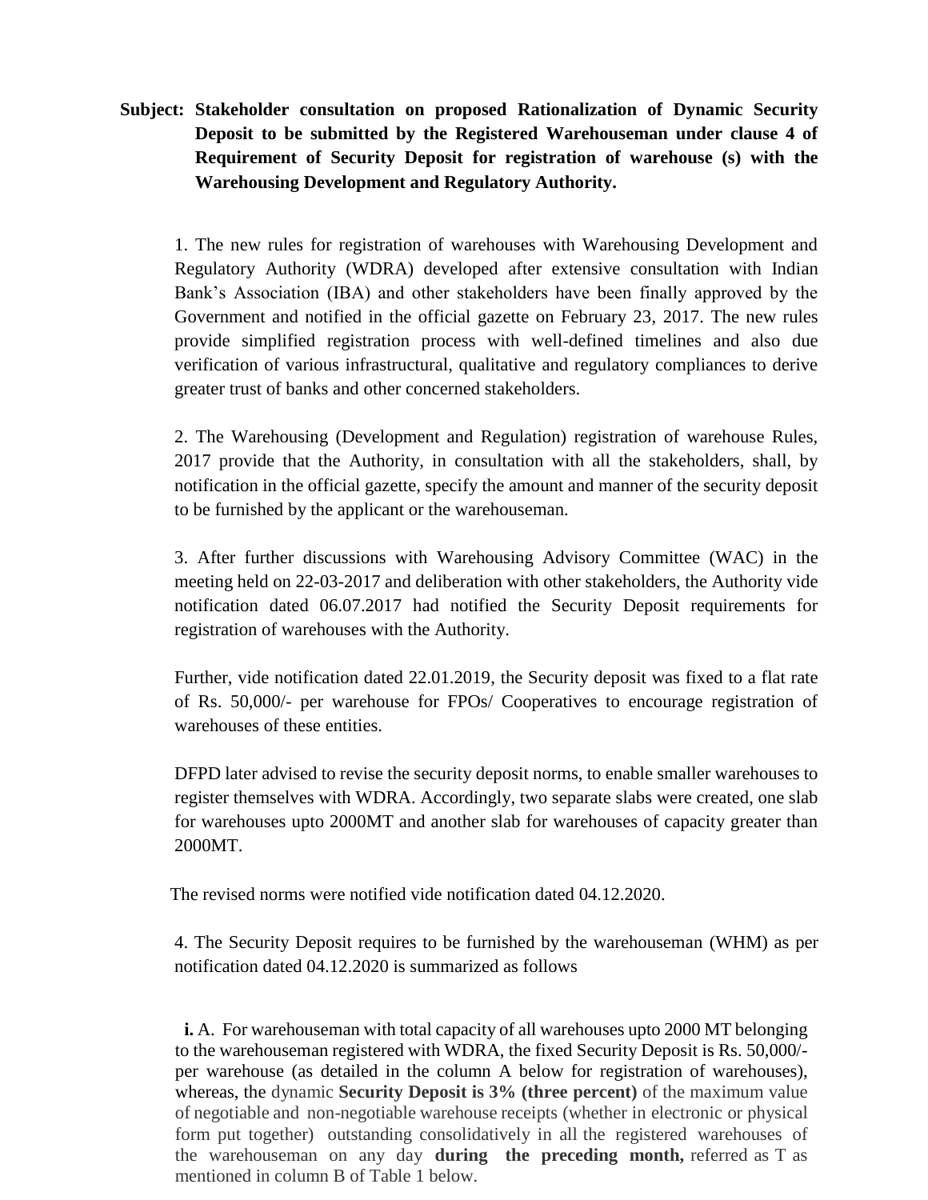**Subject: Stakeholder consultation on proposed Rationalization of Dynamic Security Deposit to be submitted by the Registered Warehouseman under clause 4 of Requirement of Security Deposit for registration of warehouse (s) with the Warehousing Development and Regulatory Authority.**

1. The new rules for registration of warehouses with Warehousing Development and Regulatory Authority (WDRA) developed after extensive consultation with Indian Bank's Association (IBA) and other stakeholders have been finally approved by the Government and notified in the official gazette on February 23, 2017. The new rules provide simplified registration process with well-defined timelines and also due verification of various infrastructural, qualitative and regulatory compliances to derive greater trust of banks and other concerned stakeholders.

2. The Warehousing (Development and Regulation) registration of warehouse Rules, 2017 provide that the Authority, in consultation with all the stakeholders, shall, by notification in the official gazette, specify the amount and manner of the security deposit to be furnished by the applicant or the warehouseman.

3. After further discussions with Warehousing Advisory Committee (WAC) in the meeting held on 22-03-2017 and deliberation with other stakeholders, the Authority vide notification dated 06.07.2017 had notified the Security Deposit requirements for registration of warehouses with the Authority.

Further, vide notification dated 22.01.2019, the Security deposit was fixed to a flat rate of Rs. 50,000/- per warehouse for FPOs/ Cooperatives to encourage registration of warehouses of these entities.

DFPD later advised to revise the security deposit norms, to enable smaller warehouses to register themselves with WDRA. Accordingly, two separate slabs were created, one slab for warehouses upto 2000MT and another slab for warehouses of capacity greater than 2000MT.

The revised norms were notified vide notification dated 04.12.2020.

4. The Security Deposit requires to be furnished by the warehouseman (WHM) as per notification dated 04.12.2020 is summarized as follows

**i.** A. For warehouseman with total capacity of all warehouses upto 2000 MT belonging to the warehouseman registered with WDRA, the fixed Security Deposit is Rs. 50,000/- per warehouse (as detailed in the column A below for registration of warehouses), whereas, the dynamic **Security Deposit is 3% (three percent)** of the maximum value of negotiable and non-negotiable warehouse receipts (whether in electronic or physical form put together) outstanding consolidatively in all the registered warehouses of the warehouseman on any day **during the preceding month,** referred as T as mentioned in column B of Table 1 below.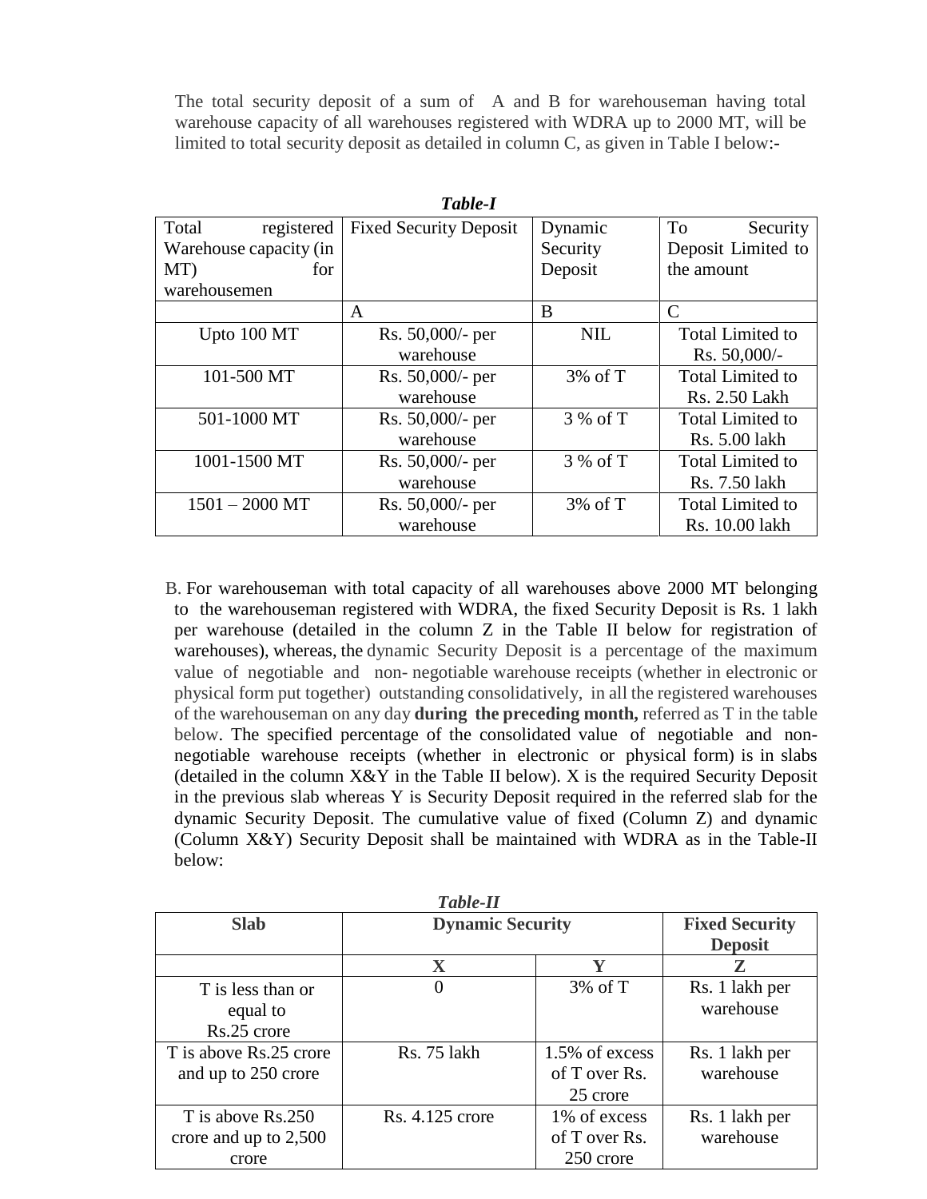The total security deposit of a sum of A and B for warehouseman having total warehouse capacity of all warehouses registered with WDRA up to 2000 MT, will be limited to total security deposit as detailed in column C, as given in Table I below:-

***Table-I***

| Total registered Warehouse capacity (in MT) for warehousemen | Fixed Security Deposit | Dynamic Security Deposit | To Security Deposit Limited to the amount |
|---|---|---|---|
| | A | B | C |
| Upto 100 MT | Rs. 50,000/- per warehouse | NIL | Total Limited to Rs. 50,000/- |
| 101-500 MT | Rs. 50,000/- per warehouse | 3% of T | Total Limited to Rs. 2.50 Lakh |
| 501-1000 MT | Rs. 50,000/- per warehouse | 3 % of T | Total Limited to Rs. 5.00 lakh |
| 1001-1500 MT | Rs. 50,000/- per warehouse | 3 % of T | Total Limited to Rs. 7.50 lakh |
| 1501 – 2000 MT | Rs. 50,000/- per warehouse | 3% of T | Total Limited to Rs. 10.00 lakh |

B. For warehouseman with total capacity of all warehouses above 2000 MT belonging to the warehouseman registered with WDRA, the fixed Security Deposit is Rs. 1 lakh per warehouse (detailed in the column Z in the Table II below for registration of warehouses), whereas, the dynamic Security Deposit is a percentage of the maximum value of negotiable and non- negotiable warehouse receipts (whether in electronic or physical form put together) outstanding consolidatively, in all the registered warehouses of the warehouseman on any day **during the preceding month,** referred as T in the table below. The specified percentage of the consolidated value of negotiable and non-negotiable warehouse receipts (whether in electronic or physical form) is in slabs (detailed in the column X&Y in the Table II below). X is the required Security Deposit in the previous slab whereas Y is Security Deposit required in the referred slab for the dynamic Security Deposit. The cumulative value of fixed (Column Z) and dynamic (Column X&Y) Security Deposit shall be maintained with WDRA as in the Table-II below:

***Table-II***

| **Slab** | **Dynamic Security** | | **Fixed Security Deposit** |
|---|---|---|---|
| | **X** | **Y** | **Z** |
| T is less than or equal to Rs.25 crore | 0 | 3% of T | Rs. 1 lakh per warehouse |
| T is above Rs.25 crore and up to 250 crore | Rs. 75 lakh | 1.5% of excess of T over Rs. 25 crore | Rs. 1 lakh per warehouse |
| T is above Rs.250 crore and up to 2,500 crore | Rs. 4.125 crore | 1% of excess of T over Rs. 250 crore | Rs. 1 lakh per warehouse |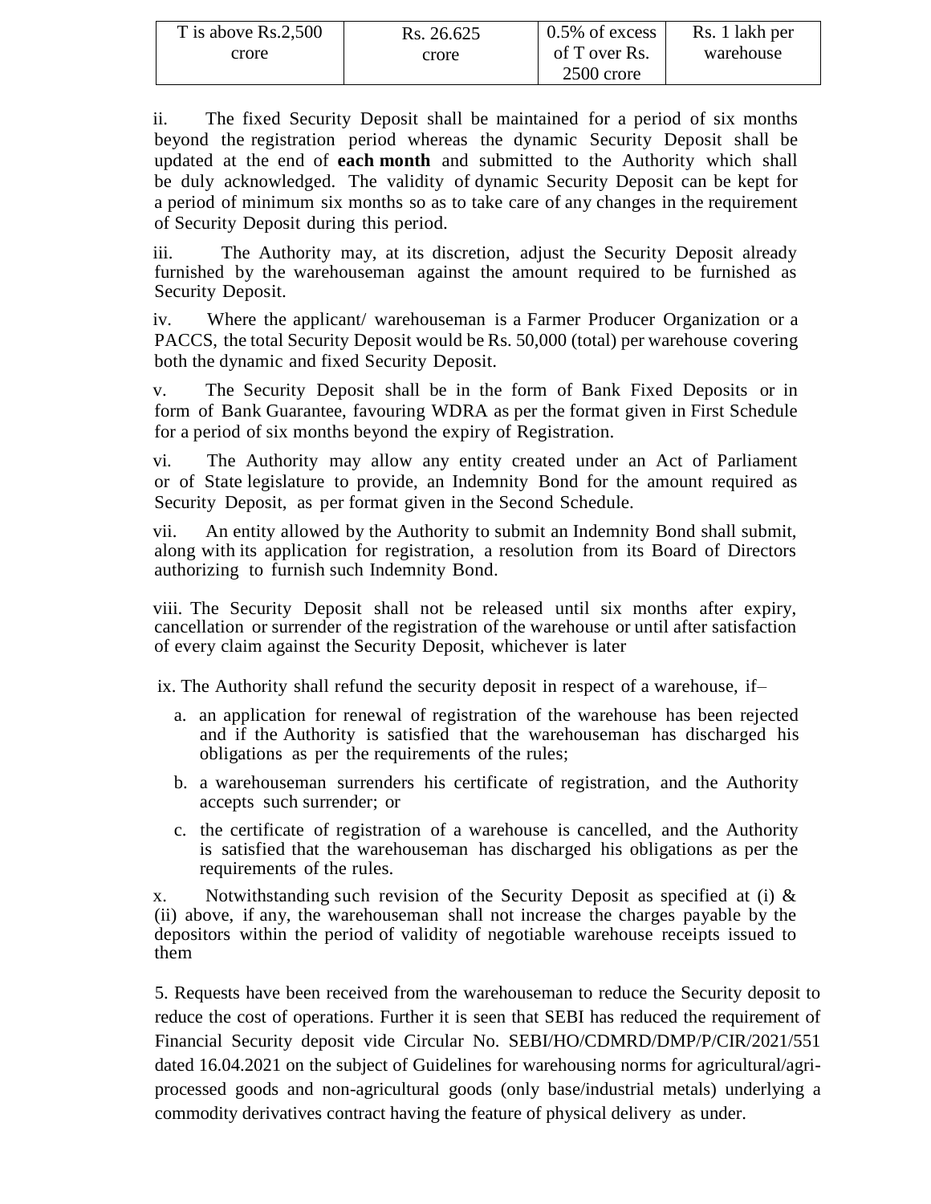| T is above Rs.2,500 crore | Rs. 26.625 crore | 0.5% of excess of T over Rs. 2500 crore | Rs. 1 lakh per warehouse |
|---|---|---|---|

ii. The fixed Security Deposit shall be maintained for a period of six months beyond the registration period whereas the dynamic Security Deposit shall be updated at the end of **each month** and submitted to the Authority which shall be duly acknowledged. The validity of dynamic Security Deposit can be kept for a period of minimum six months so as to take care of any changes in the requirement of Security Deposit during this period.

iii. The Authority may, at its discretion, adjust the Security Deposit already furnished by the warehouseman against the amount required to be furnished as Security Deposit.

iv. Where the applicant/ warehouseman is a Farmer Producer Organization or a PACCS, the total Security Deposit would be Rs. 50,000 (total) per warehouse covering both the dynamic and fixed Security Deposit.

v. The Security Deposit shall be in the form of Bank Fixed Deposits or in form of Bank Guarantee, favouring WDRA as per the format given in First Schedule for a period of six months beyond the expiry of Registration.

vi. The Authority may allow any entity created under an Act of Parliament or of State legislature to provide, an Indemnity Bond for the amount required as Security Deposit, as per format given in the Second Schedule.

vii. An entity allowed by the Authority to submit an Indemnity Bond shall submit, along with its application for registration, a resolution from its Board of Directors authorizing to furnish such Indemnity Bond.

viii. The Security Deposit shall not be released until six months after expiry, cancellation or surrender of the registration of the warehouse or until after satisfaction of every claim against the Security Deposit, whichever is later

ix. The Authority shall refund the security deposit in respect of a warehouse, if–

a. an application for renewal of registration of the warehouse has been rejected and if the Authority is satisfied that the warehouseman has discharged his obligations as per the requirements of the rules;

b. a warehouseman surrenders his certificate of registration, and the Authority accepts such surrender; or

c. the certificate of registration of a warehouse is cancelled, and the Authority is satisfied that the warehouseman has discharged his obligations as per the requirements of the rules.

x. Notwithstanding such revision of the Security Deposit as specified at (i) & (ii) above, if any, the warehouseman shall not increase the charges payable by the depositors within the period of validity of negotiable warehouse receipts issued to them

5. Requests have been received from the warehouseman to reduce the Security deposit to reduce the cost of operations. Further it is seen that SEBI has reduced the requirement of Financial Security deposit vide Circular No. SEBI/HO/CDMRD/DMP/P/CIR/2021/551 dated 16.04.2021 on the subject of Guidelines for warehousing norms for agricultural/agri-processed goods and non-agricultural goods (only base/industrial metals) underlying a commodity derivatives contract having the feature of physical delivery as under.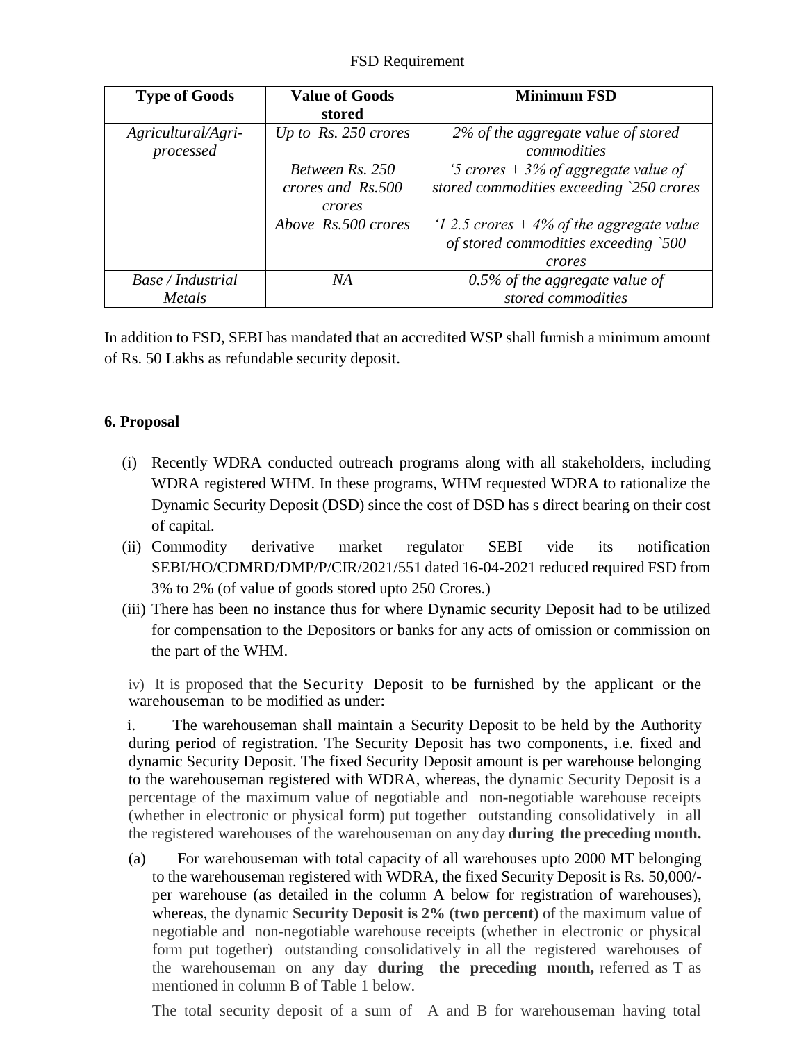FSD Requirement

| Type of Goods | Value of Goods stored | Minimum FSD |
|---|---|---|
| *Agricultural/Agri-processed* | *Up to Rs. 250 crores* | *2% of the aggregate value of stored commodities* |
| | *Between Rs. 250 crores and Rs.500 crores* | *'5 crores + 3% of aggregate value of stored commodities exceeding `250 crores* |
| | *Above Rs.500 crores* | *'1 2.5 crores + 4% of the aggregate value of stored commodities exceeding `500 crores* |
| *Base / Industrial Metals* | *NA* | *0.5% of the aggregate value of stored commodities* |

In addition to FSD, SEBI has mandated that an accredited WSP shall furnish a minimum amount of Rs. 50 Lakhs as refundable security deposit.

**6. Proposal**

(i) Recently WDRA conducted outreach programs along with all stakeholders, including WDRA registered WHM. In these programs, WHM requested WDRA to rationalize the Dynamic Security Deposit (DSD) since the cost of DSD has s direct bearing on their cost of capital.

(ii) Commodity derivative market regulator SEBI vide its notification SEBI/HO/CDMRD/DMP/P/CIR/2021/551 dated 16-04-2021 reduced required FSD from 3% to 2% (of value of goods stored upto 250 Crores.)

(iii) There has been no instance thus for where Dynamic security Deposit had to be utilized for compensation to the Depositors or banks for any acts of omission or commission on the part of the WHM.

iv) It is proposed that the Security Deposit to be furnished by the applicant or the warehouseman to be modified as under:

i. The warehouseman shall maintain a Security Deposit to be held by the Authority during period of registration. The Security Deposit has two components, i.e. fixed and dynamic Security Deposit. The fixed Security Deposit amount is per warehouse belonging to the warehouseman registered with WDRA, whereas, the dynamic Security Deposit is a percentage of the maximum value of negotiable and non-negotiable warehouse receipts (whether in electronic or physical form) put together outstanding consolidatively in all the registered warehouses of the warehouseman on any day **during the preceding month.**

(a) For warehouseman with total capacity of all warehouses upto 2000 MT belonging to the warehouseman registered with WDRA, the fixed Security Deposit is Rs. 50,000/- per warehouse (as detailed in the column A below for registration of warehouses), whereas, the dynamic **Security Deposit is 2% (two percent)** of the maximum value of negotiable and non-negotiable warehouse receipts (whether in electronic or physical form put together) outstanding consolidatively in all the registered warehouses of the warehouseman on any day **during the preceding month,** referred as T as mentioned in column B of Table 1 below.

The total security deposit of a sum of A and B for warehouseman having total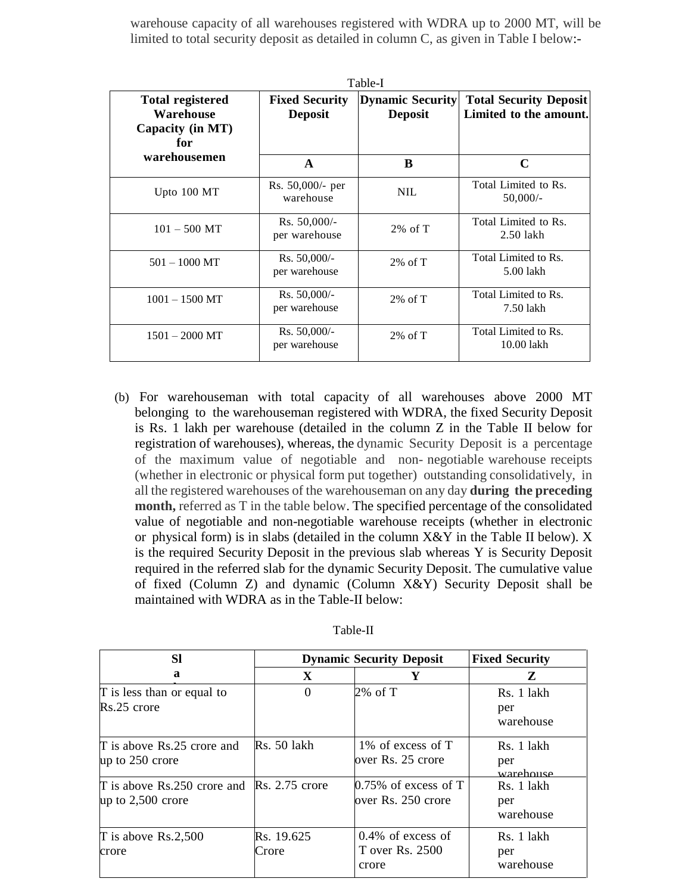warehouse capacity of all warehouses registered with WDRA up to 2000 MT, will be limited to total security deposit as detailed in column C, as given in Table I below:-

Table-I

| Total registered Warehouse Capacity (in MT) for warehousemen | Fixed Security Deposit | Dynamic Security Deposit | Total Security Deposit Limited to the amount. |
|---|---|---|---|
| | A | B | C |
| Upto 100 MT | Rs. 50,000/- per warehouse | NIL | Total Limited to Rs. 50,000/- |
| 101 – 500 MT | Rs. 50,000/- per warehouse | 2% of T | Total Limited to Rs. 2.50 lakh |
| 501 – 1000 MT | Rs. 50,000/- per warehouse | 2% of T | Total Limited to Rs. 5.00 lakh |
| 1001 – 1500 MT | Rs. 50,000/- per warehouse | 2% of T | Total Limited to Rs. 7.50 lakh |
| 1501 – 2000 MT | Rs. 50,000/- per warehouse | 2% of T | Total Limited to Rs. 10.00 lakh |

(b) For warehouseman with total capacity of all warehouses above 2000 MT belonging to the warehouseman registered with WDRA, the fixed Security Deposit is Rs. 1 lakh per warehouse (detailed in the column Z in the Table II below for registration of warehouses), whereas, the dynamic Security Deposit is a percentage of the maximum value of negotiable and non- negotiable warehouse receipts (whether in electronic or physical form put together) outstanding consolidatively, in all the registered warehouses of the warehouseman on any day **during the preceding month,** referred as T in the table below. The specified percentage of the consolidated value of negotiable and non-negotiable warehouse receipts (whether in electronic or physical form) is in slabs (detailed in the column X&Y in the Table II below). X is the required Security Deposit in the previous slab whereas Y is Security Deposit required in the referred slab for the dynamic Security Deposit. The cumulative value of fixed (Column Z) and dynamic (Column X&Y) Security Deposit shall be maintained with WDRA as in the Table-II below:

Table-II

| Slab | Dynamic Security Deposit | | Fixed Security |
|---|---|---|---|
| | X | Y | Z |
| T is less than or equal to Rs.25 crore | 0 | 2% of T | Rs. 1 lakh per warehouse |
| T is above Rs.25 crore and up to 250 crore | Rs. 50 lakh | 1% of excess of T over Rs. 25 crore | Rs. 1 lakh per warehouse |
| T is above Rs.250 crore and up to 2,500 crore | Rs. 2.75 crore | 0.75% of excess of T over Rs. 250 crore | Rs. 1 lakh per warehouse |
| T is above Rs.2,500 crore | Rs. 19.625 Crore | 0.4% of excess of T over Rs. 2500 crore | Rs. 1 lakh per warehouse |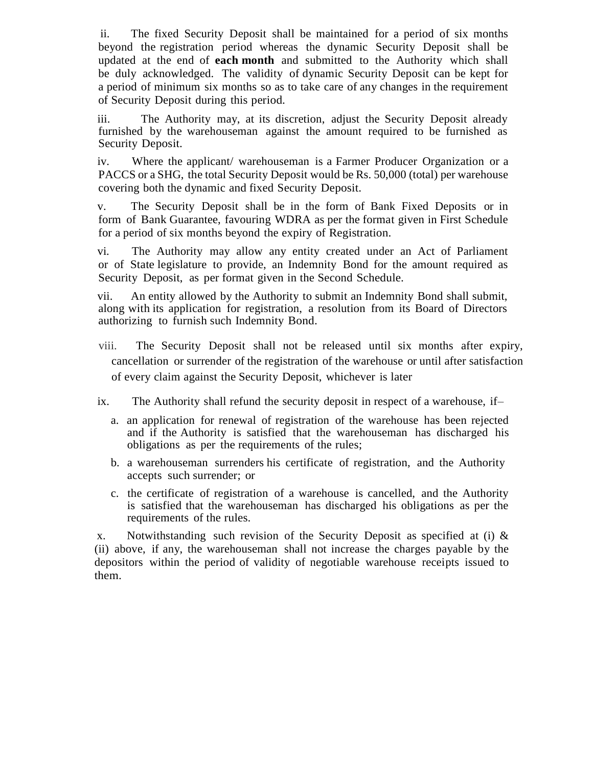ii. The fixed Security Deposit shall be maintained for a period of six months beyond the registration period whereas the dynamic Security Deposit shall be updated at the end of **each month** and submitted to the Authority which shall be duly acknowledged. The validity of dynamic Security Deposit can be kept for a period of minimum six months so as to take care of any changes in the requirement of Security Deposit during this period.

iii. The Authority may, at its discretion, adjust the Security Deposit already furnished by the warehouseman against the amount required to be furnished as Security Deposit.

iv. Where the applicant/ warehouseman is a Farmer Producer Organization or a PACCS or a SHG, the total Security Deposit would be Rs. 50,000 (total) per warehouse covering both the dynamic and fixed Security Deposit.

v. The Security Deposit shall be in the form of Bank Fixed Deposits or in form of Bank Guarantee, favouring WDRA as per the format given in First Schedule for a period of six months beyond the expiry of Registration.

vi. The Authority may allow any entity created under an Act of Parliament or of State legislature to provide, an Indemnity Bond for the amount required as Security Deposit, as per format given in the Second Schedule.

vii. An entity allowed by the Authority to submit an Indemnity Bond shall submit, along with its application for registration, a resolution from its Board of Directors authorizing to furnish such Indemnity Bond.

viii. The Security Deposit shall not be released until six months after expiry, cancellation or surrender of the registration of the warehouse or until after satisfaction of every claim against the Security Deposit, whichever is later

ix. The Authority shall refund the security deposit in respect of a warehouse, if–

a. an application for renewal of registration of the warehouse has been rejected and if the Authority is satisfied that the warehouseman has discharged his obligations as per the requirements of the rules;

b. a warehouseman surrenders his certificate of registration, and the Authority accepts such surrender; or

c. the certificate of registration of a warehouse is cancelled, and the Authority is satisfied that the warehouseman has discharged his obligations as per the requirements of the rules.

x. Notwithstanding such revision of the Security Deposit as specified at (i) & (ii) above, if any, the warehouseman shall not increase the charges payable by the depositors within the period of validity of negotiable warehouse receipts issued to them.